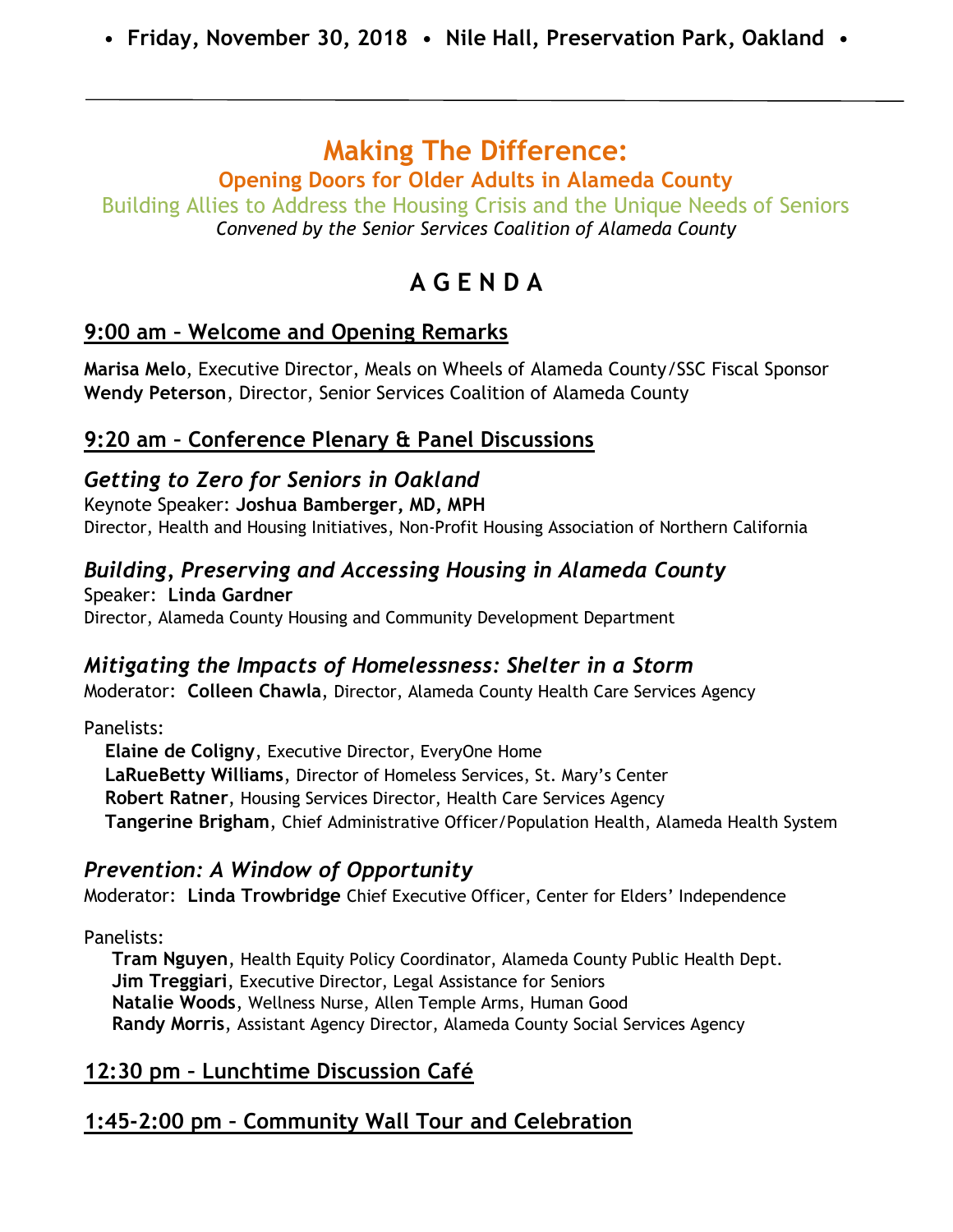• **Friday, November 30, 2018** • **Nile Hall, Preservation Park, Oakland** •

---

# Making The Difference:

## Opening Doors for Older Adults in Alameda County

Building Allies to Address the Housing Crisis and the Unique Needs of Seniors

*Convened by the Senior Services Coalition of Alameda County*

# A G E N D A

## 9:00 am – Welcome and Opening Remarks

**Marisa Melo**, Executive Director, Meals on Wheels of Alameda County/SSC Fiscal Sponsor
**Wendy Peterson**, Director, Senior Services Coalition of Alameda County

## 9:20 am – Conference Plenary & Panel Discussions

### *Getting to Zero for Seniors in Oakland*

Keynote Speaker: **Joshua Bamberger, MD, MPH**
Director, Health and Housing Initiatives, Non-Profit Housing Association of Northern California

### *Building, Preserving and Accessing Housing in Alameda County*

Speaker: **Linda Gardner**
Director, Alameda County Housing and Community Development Department

### *Mitigating the Impacts of Homelessness: Shelter in a Storm*

Moderator: **Colleen Chawla**, Director, Alameda County Health Care Services Agency

Panelists:

- **Elaine de Coligny**, Executive Director, EveryOne Home
- **LaRueBetty Williams**, Director of Homeless Services, St. Mary's Center
- **Robert Ratner**, Housing Services Director, Health Care Services Agency
- **Tangerine Brigham**, Chief Administrative Officer/Population Health, Alameda Health System

### *Prevention: A Window of Opportunity*

Moderator: **Linda Trowbridge** Chief Executive Officer, Center for Elders' Independence

Panelists:

- **Tram Nguyen**, Health Equity Policy Coordinator, Alameda County Public Health Dept.
- **Jim Treggiari**, Executive Director, Legal Assistance for Seniors
- **Natalie Woods**, Wellness Nurse, Allen Temple Arms, Human Good
- **Randy Morris**, Assistant Agency Director, Alameda County Social Services Agency

## 12:30 pm – Lunchtime Discussion Café

## 1:45-2:00 pm – Community Wall Tour and Celebration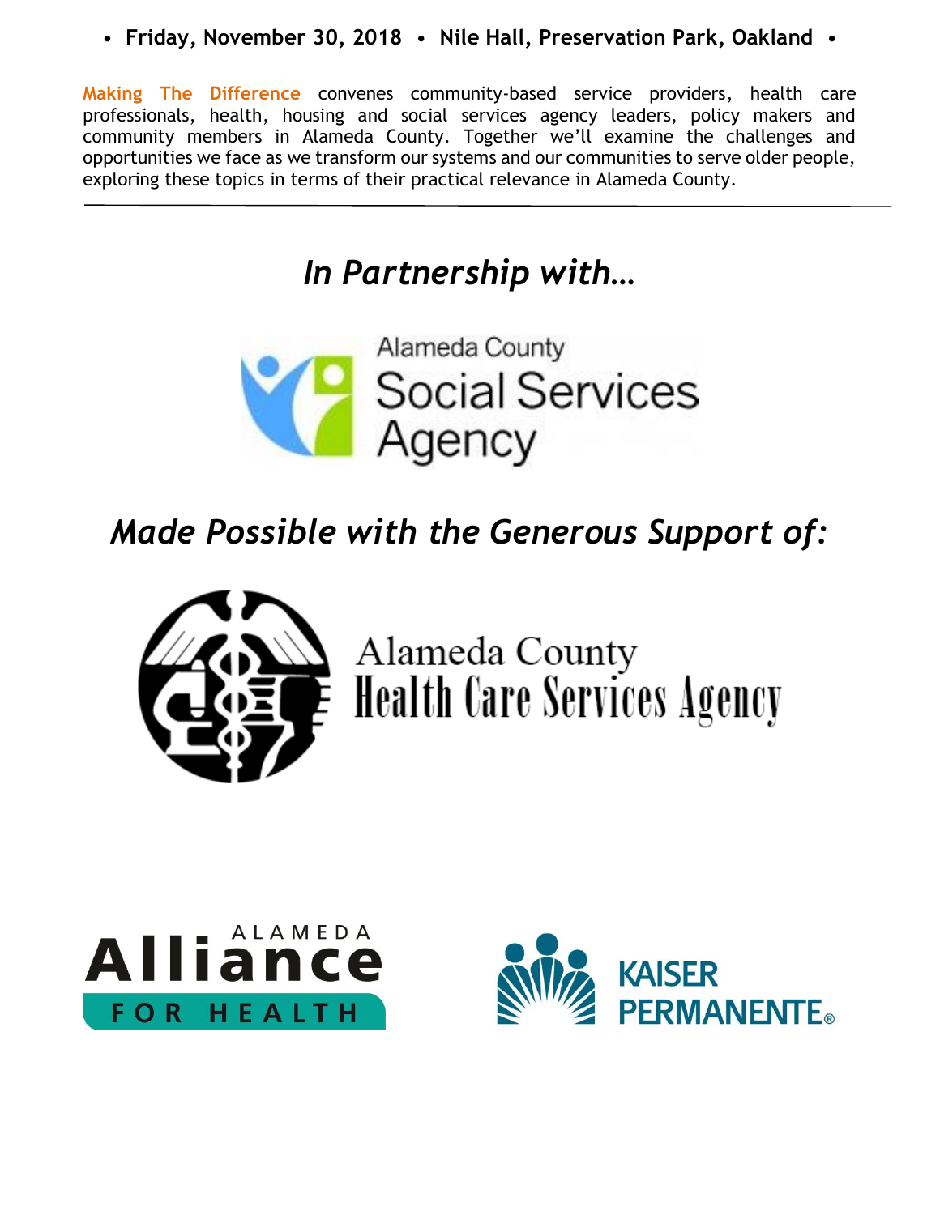• **Friday, November 30, 2018 • Nile Hall, Preservation Park, Oakland •**

**Making The Difference** convenes community-based service providers, health care professionals, health, housing and social services agency leaders, policy makers and community members in Alameda County. Together we'll examine the challenges and opportunities we face as we transform our systems and our communities to serve older people, exploring these topics in terms of their practical relevance in Alameda County.

---

## *In Partnership with…*

Alameda County Social Services Agency

## *Made Possible with the Generous Support of:*

Alameda County Health Care Services Agency

Alameda Alliance for Health

Kaiser Permanente®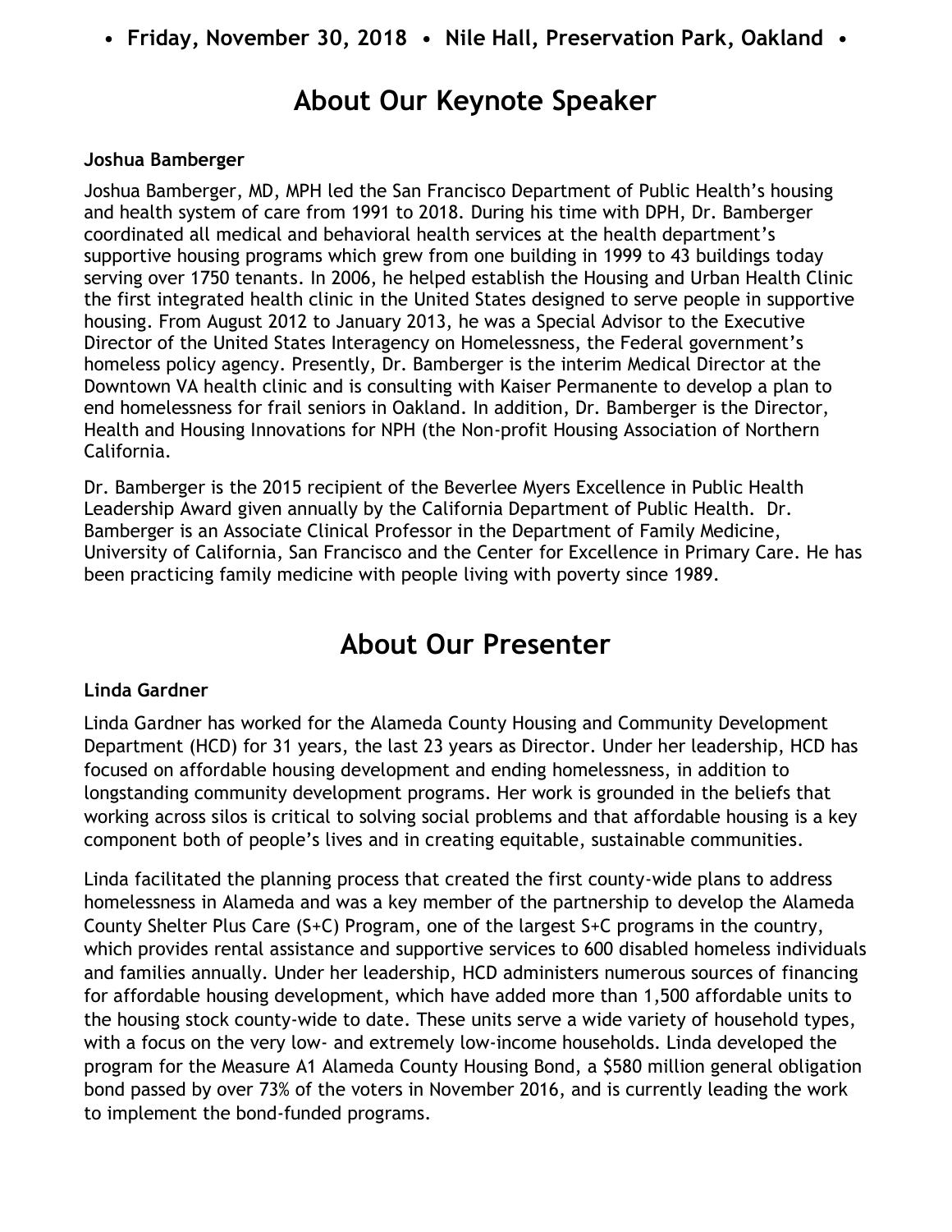• **Friday, November 30, 2018 • Nile Hall, Preservation Park, Oakland •**

# About Our Keynote Speaker

**Joshua Bamberger**

Joshua Bamberger, MD, MPH led the San Francisco Department of Public Health's housing and health system of care from 1991 to 2018. During his time with DPH, Dr. Bamberger coordinated all medical and behavioral health services at the health department's supportive housing programs which grew from one building in 1999 to 43 buildings today serving over 1750 tenants. In 2006, he helped establish the Housing and Urban Health Clinic the first integrated health clinic in the United States designed to serve people in supportive housing. From August 2012 to January 2013, he was a Special Advisor to the Executive Director of the United States Interagency on Homelessness, the Federal government's homeless policy agency. Presently, Dr. Bamberger is the interim Medical Director at the Downtown VA health clinic and is consulting with Kaiser Permanente to develop a plan to end homelessness for frail seniors in Oakland. In addition, Dr. Bamberger is the Director, Health and Housing Innovations for NPH (the Non-profit Housing Association of Northern California.

Dr. Bamberger is the 2015 recipient of the Beverlee Myers Excellence in Public Health Leadership Award given annually by the California Department of Public Health. Dr. Bamberger is an Associate Clinical Professor in the Department of Family Medicine, University of California, San Francisco and the Center for Excellence in Primary Care. He has been practicing family medicine with people living with poverty since 1989.

# About Our Presenter

**Linda Gardner**

Linda Gardner has worked for the Alameda County Housing and Community Development Department (HCD) for 31 years, the last 23 years as Director. Under her leadership, HCD has focused on affordable housing development and ending homelessness, in addition to longstanding community development programs. Her work is grounded in the beliefs that working across silos is critical to solving social problems and that affordable housing is a key component both of people's lives and in creating equitable, sustainable communities.

Linda facilitated the planning process that created the first county-wide plans to address homelessness in Alameda and was a key member of the partnership to develop the Alameda County Shelter Plus Care (S+C) Program, one of the largest S+C programs in the country, which provides rental assistance and supportive services to 600 disabled homeless individuals and families annually. Under her leadership, HCD administers numerous sources of financing for affordable housing development, which have added more than 1,500 affordable units to the housing stock county-wide to date. These units serve a wide variety of household types, with a focus on the very low- and extremely low-income households. Linda developed the program for the Measure A1 Alameda County Housing Bond, a $580 million general obligation bond passed by over 73% of the voters in November 2016, and is currently leading the work to implement the bond-funded programs.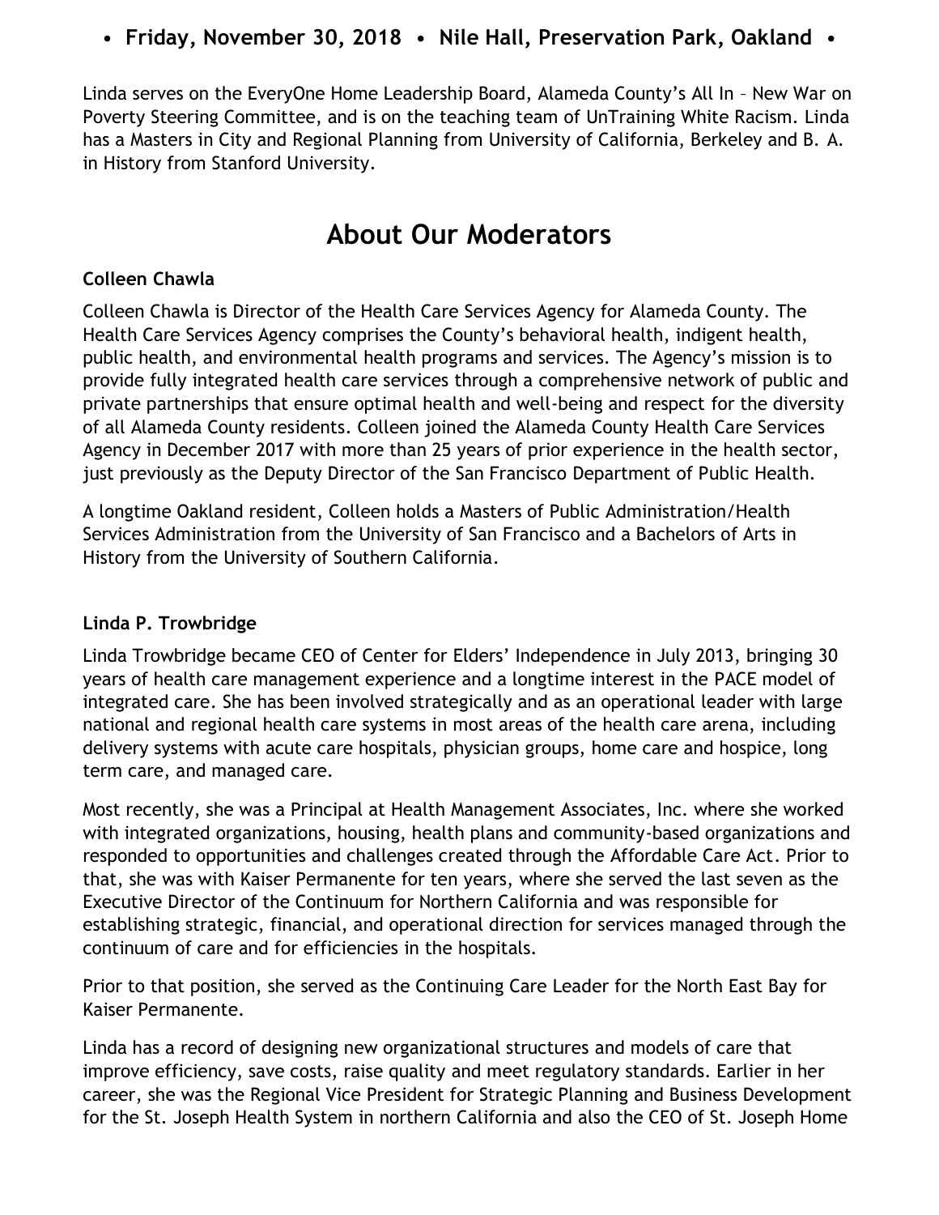Linda serves on the EveryOne Home Leadership Board, Alameda County's All In – New War on Poverty Steering Committee, and is on the teaching team of UnTraining White Racism. Linda has a Masters in City and Regional Planning from University of California, Berkeley and B. A. in History from Stanford University.

## About Our Moderators

**Colleen Chawla**

Colleen Chawla is Director of the Health Care Services Agency for Alameda County. The Health Care Services Agency comprises the County's behavioral health, indigent health, public health, and environmental health programs and services. The Agency's mission is to provide fully integrated health care services through a comprehensive network of public and private partnerships that ensure optimal health and well-being and respect for the diversity of all Alameda County residents. Colleen joined the Alameda County Health Care Services Agency in December 2017 with more than 25 years of prior experience in the health sector, just previously as the Deputy Director of the San Francisco Department of Public Health.

A longtime Oakland resident, Colleen holds a Masters of Public Administration/Health Services Administration from the University of San Francisco and a Bachelors of Arts in History from the University of Southern California.

**Linda P. Trowbridge**

Linda Trowbridge became CEO of Center for Elders' Independence in July 2013, bringing 30 years of health care management experience and a longtime interest in the PACE model of integrated care. She has been involved strategically and as an operational leader with large national and regional health care systems in most areas of the health care arena, including delivery systems with acute care hospitals, physician groups, home care and hospice, long term care, and managed care.

Most recently, she was a Principal at Health Management Associates, Inc. where she worked with integrated organizations, housing, health plans and community-based organizations and responded to opportunities and challenges created through the Affordable Care Act. Prior to that, she was with Kaiser Permanente for ten years, where she served the last seven as the Executive Director of the Continuum for Northern California and was responsible for establishing strategic, financial, and operational direction for services managed through the continuum of care and for efficiencies in the hospitals.

Prior to that position, she served as the Continuing Care Leader for the North East Bay for Kaiser Permanente.

Linda has a record of designing new organizational structures and models of care that improve efficiency, save costs, raise quality and meet regulatory standards. Earlier in her career, she was the Regional Vice President for Strategic Planning and Business Development for the St. Joseph Health System in northern California and also the CEO of St. Joseph Home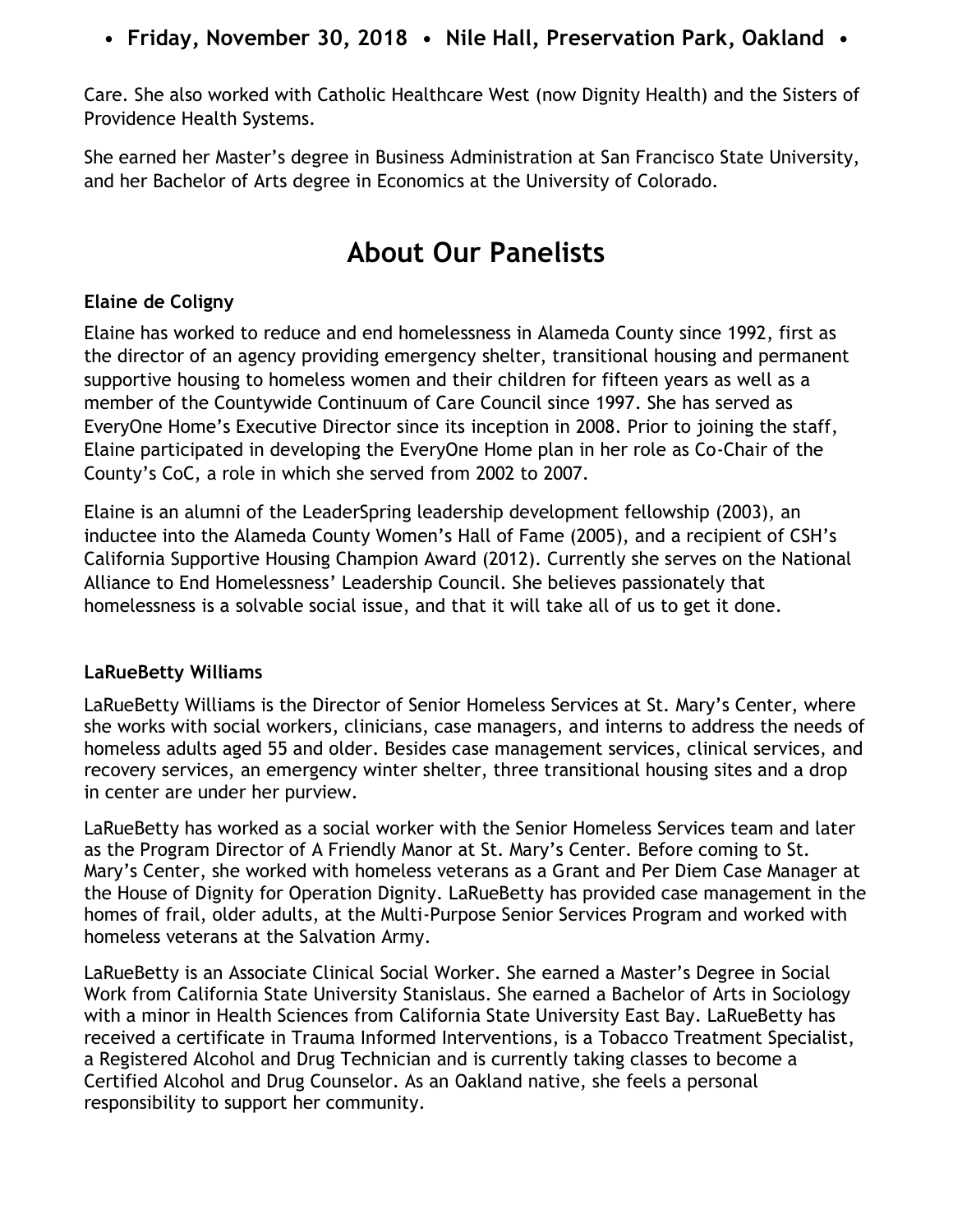Care. She also worked with Catholic Healthcare West (now Dignity Health) and the Sisters of Providence Health Systems.

She earned her Master's degree in Business Administration at San Francisco State University, and her Bachelor of Arts degree in Economics at the University of Colorado.

# About Our Panelists

**Elaine de Coligny**

Elaine has worked to reduce and end homelessness in Alameda County since 1992, first as the director of an agency providing emergency shelter, transitional housing and permanent supportive housing to homeless women and their children for fifteen years as well as a member of the Countywide Continuum of Care Council since 1997. She has served as EveryOne Home's Executive Director since its inception in 2008. Prior to joining the staff, Elaine participated in developing the EveryOne Home plan in her role as Co-Chair of the County's CoC, a role in which she served from 2002 to 2007.

Elaine is an alumni of the LeaderSpring leadership development fellowship (2003), an inductee into the Alameda County Women's Hall of Fame (2005), and a recipient of CSH's California Supportive Housing Champion Award (2012). Currently she serves on the National Alliance to End Homelessness' Leadership Council. She believes passionately that homelessness is a solvable social issue, and that it will take all of us to get it done.

**LaRueBetty Williams**

LaRueBetty Williams is the Director of Senior Homeless Services at St. Mary's Center, where she works with social workers, clinicians, case managers, and interns to address the needs of homeless adults aged 55 and older. Besides case management services, clinical services, and recovery services, an emergency winter shelter, three transitional housing sites and a drop in center are under her purview.

LaRueBetty has worked as a social worker with the Senior Homeless Services team and later as the Program Director of A Friendly Manor at St. Mary's Center. Before coming to St. Mary's Center, she worked with homeless veterans as a Grant and Per Diem Case Manager at the House of Dignity for Operation Dignity. LaRueBetty has provided case management in the homes of frail, older adults, at the Multi-Purpose Senior Services Program and worked with homeless veterans at the Salvation Army.

LaRueBetty is an Associate Clinical Social Worker. She earned a Master's Degree in Social Work from California State University Stanislaus. She earned a Bachelor of Arts in Sociology with a minor in Health Sciences from California State University East Bay. LaRueBetty has received a certificate in Trauma Informed Interventions, is a Tobacco Treatment Specialist, a Registered Alcohol and Drug Technician and is currently taking classes to become a Certified Alcohol and Drug Counselor. As an Oakland native, she feels a personal responsibility to support her community.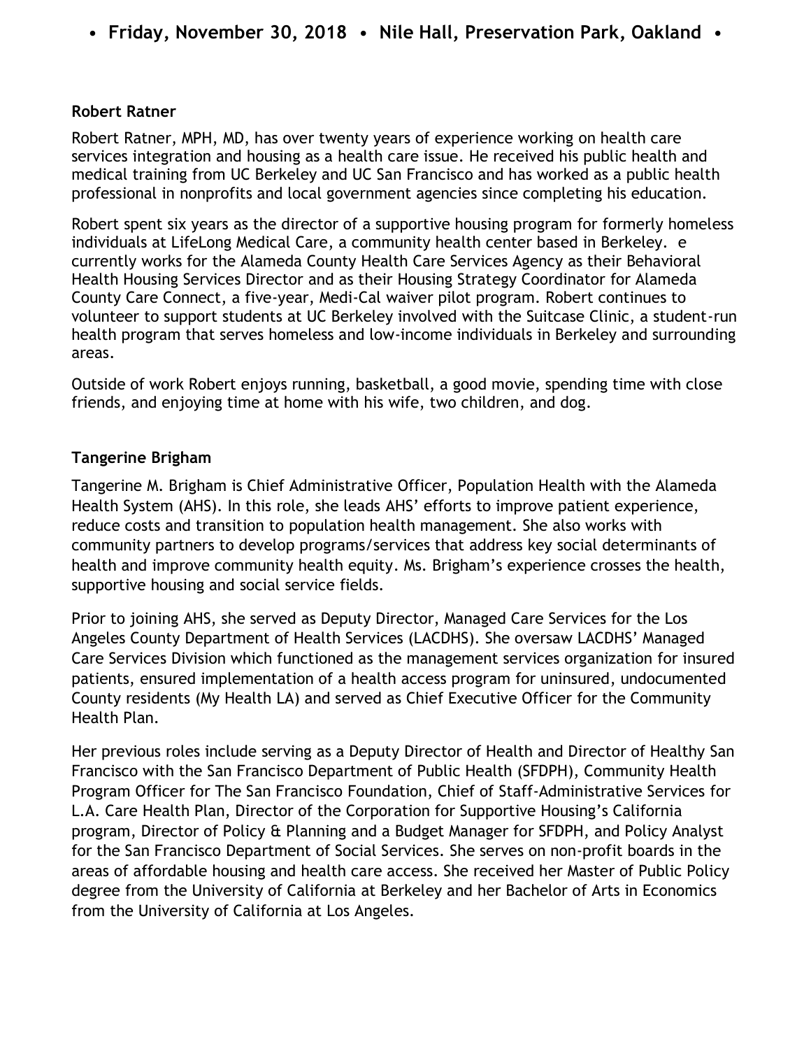**Robert Ratner**

Robert Ratner, MPH, MD, has over twenty years of experience working on health care services integration and housing as a health care issue. He received his public health and medical training from UC Berkeley and UC San Francisco and has worked as a public health professional in nonprofits and local government agencies since completing his education.

Robert spent six years as the director of a supportive housing program for formerly homeless individuals at LifeLong Medical Care, a community health center based in Berkeley. e currently works for the Alameda County Health Care Services Agency as their Behavioral Health Housing Services Director and as their Housing Strategy Coordinator for Alameda County Care Connect, a five-year, Medi-Cal waiver pilot program. Robert continues to volunteer to support students at UC Berkeley involved with the Suitcase Clinic, a student-run health program that serves homeless and low-income individuals in Berkeley and surrounding areas.

Outside of work Robert enjoys running, basketball, a good movie, spending time with close friends, and enjoying time at home with his wife, two children, and dog.

**Tangerine Brigham**

Tangerine M. Brigham is Chief Administrative Officer, Population Health with the Alameda Health System (AHS). In this role, she leads AHS' efforts to improve patient experience, reduce costs and transition to population health management. She also works with community partners to develop programs/services that address key social determinants of health and improve community health equity. Ms. Brigham's experience crosses the health, supportive housing and social service fields.

Prior to joining AHS, she served as Deputy Director, Managed Care Services for the Los Angeles County Department of Health Services (LACDHS). She oversaw LACDHS' Managed Care Services Division which functioned as the management services organization for insured patients, ensured implementation of a health access program for uninsured, undocumented County residents (My Health LA) and served as Chief Executive Officer for the Community Health Plan.

Her previous roles include serving as a Deputy Director of Health and Director of Healthy San Francisco with the San Francisco Department of Public Health (SFDPH), Community Health Program Officer for The San Francisco Foundation, Chief of Staff-Administrative Services for L.A. Care Health Plan, Director of the Corporation for Supportive Housing's California program, Director of Policy & Planning and a Budget Manager for SFDPH, and Policy Analyst for the San Francisco Department of Social Services. She serves on non-profit boards in the areas of affordable housing and health care access. She received her Master of Public Policy degree from the University of California at Berkeley and her Bachelor of Arts in Economics from the University of California at Los Angeles.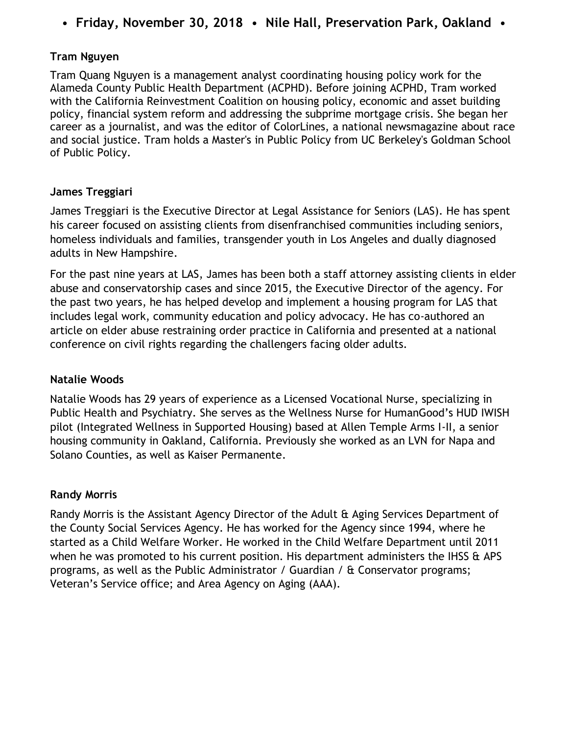• **Friday, November 30, 2018 • Nile Hall, Preservation Park, Oakland •**

**Tram Nguyen**

Tram Quang Nguyen is a management analyst coordinating housing policy work for the Alameda County Public Health Department (ACPHD). Before joining ACPHD, Tram worked with the California Reinvestment Coalition on housing policy, economic and asset building policy, financial system reform and addressing the subprime mortgage crisis. She began her career as a journalist, and was the editor of ColorLines, a national newsmagazine about race and social justice. Tram holds a Master's in Public Policy from UC Berkeley's Goldman School of Public Policy.

**James Treggiari**

James Treggiari is the Executive Director at Legal Assistance for Seniors (LAS). He has spent his career focused on assisting clients from disenfranchised communities including seniors, homeless individuals and families, transgender youth in Los Angeles and dually diagnosed adults in New Hampshire.

For the past nine years at LAS, James has been both a staff attorney assisting clients in elder abuse and conservatorship cases and since 2015, the Executive Director of the agency. For the past two years, he has helped develop and implement a housing program for LAS that includes legal work, community education and policy advocacy. He has co-authored an article on elder abuse restraining order practice in California and presented at a national conference on civil rights regarding the challengers facing older adults.

**Natalie Woods**

Natalie Woods has 29 years of experience as a Licensed Vocational Nurse, specializing in Public Health and Psychiatry. She serves as the Wellness Nurse for HumanGood's HUD IWISH pilot (Integrated Wellness in Supported Housing) based at Allen Temple Arms I-II, a senior housing community in Oakland, California. Previously she worked as an LVN for Napa and Solano Counties, as well as Kaiser Permanente.

**Randy Morris**

Randy Morris is the Assistant Agency Director of the Adult & Aging Services Department of the County Social Services Agency. He has worked for the Agency since 1994, where he started as a Child Welfare Worker. He worked in the Child Welfare Department until 2011 when he was promoted to his current position. His department administers the IHSS & APS programs, as well as the Public Administrator / Guardian / & Conservator programs; Veteran's Service office; and Area Agency on Aging (AAA).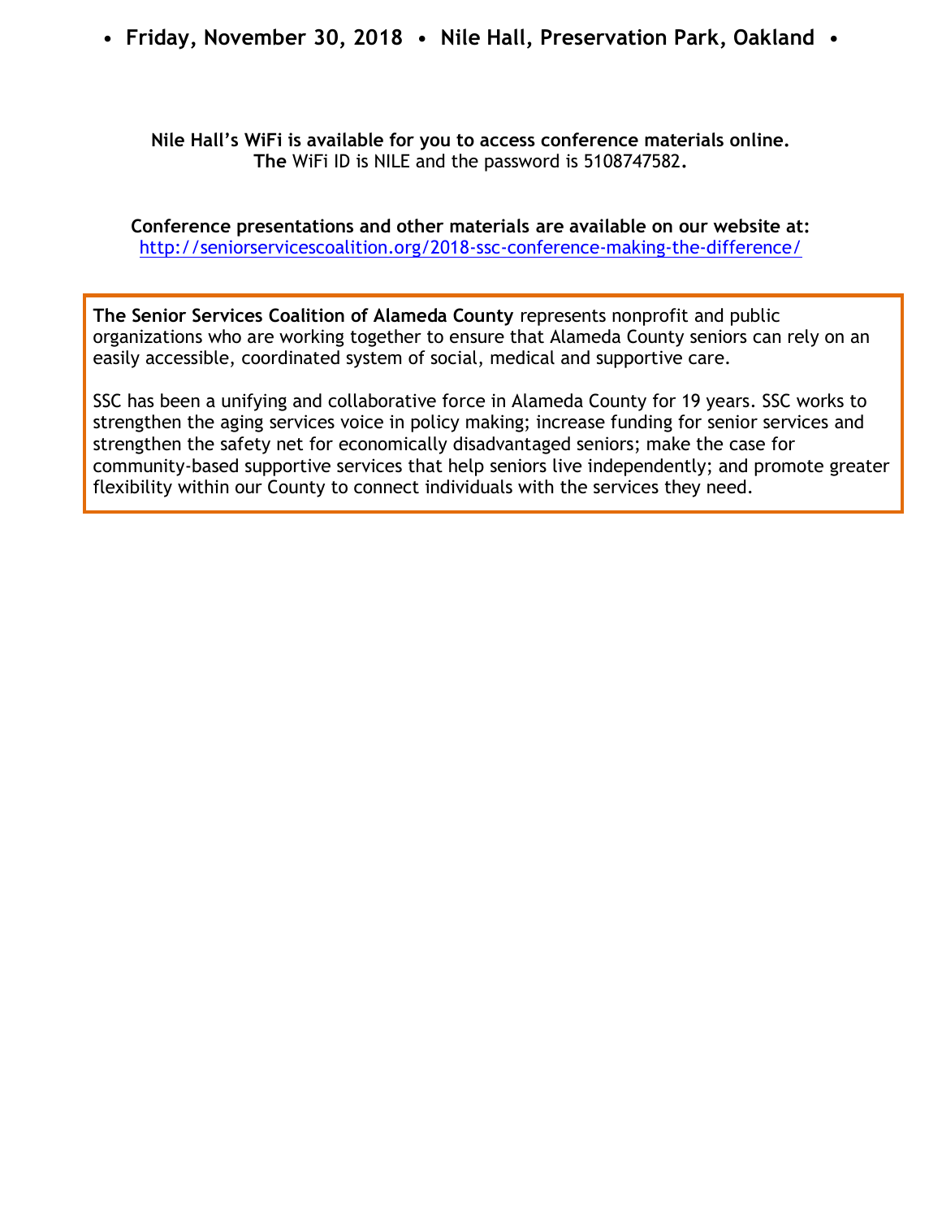• **Friday, November 30, 2018 • Nile Hall, Preservation Park, Oakland •**

**Nile Hall's WiFi is available for you to access conference materials online.**
**The** WiFi ID is NILE and the password is 5108747582**.**

**Conference presentations and other materials are available on our website at:**
http://seniorservicescoalition.org/2018-ssc-conference-making-the-difference/

**The Senior Services Coalition of Alameda County** represents nonprofit and public organizations who are working together to ensure that Alameda County seniors can rely on an easily accessible, coordinated system of social, medical and supportive care.

SSC has been a unifying and collaborative force in Alameda County for 19 years. SSC works to strengthen the aging services voice in policy making; increase funding for senior services and strengthen the safety net for economically disadvantaged seniors; make the case for community-based supportive services that help seniors live independently; and promote greater flexibility within our County to connect individuals with the services they need.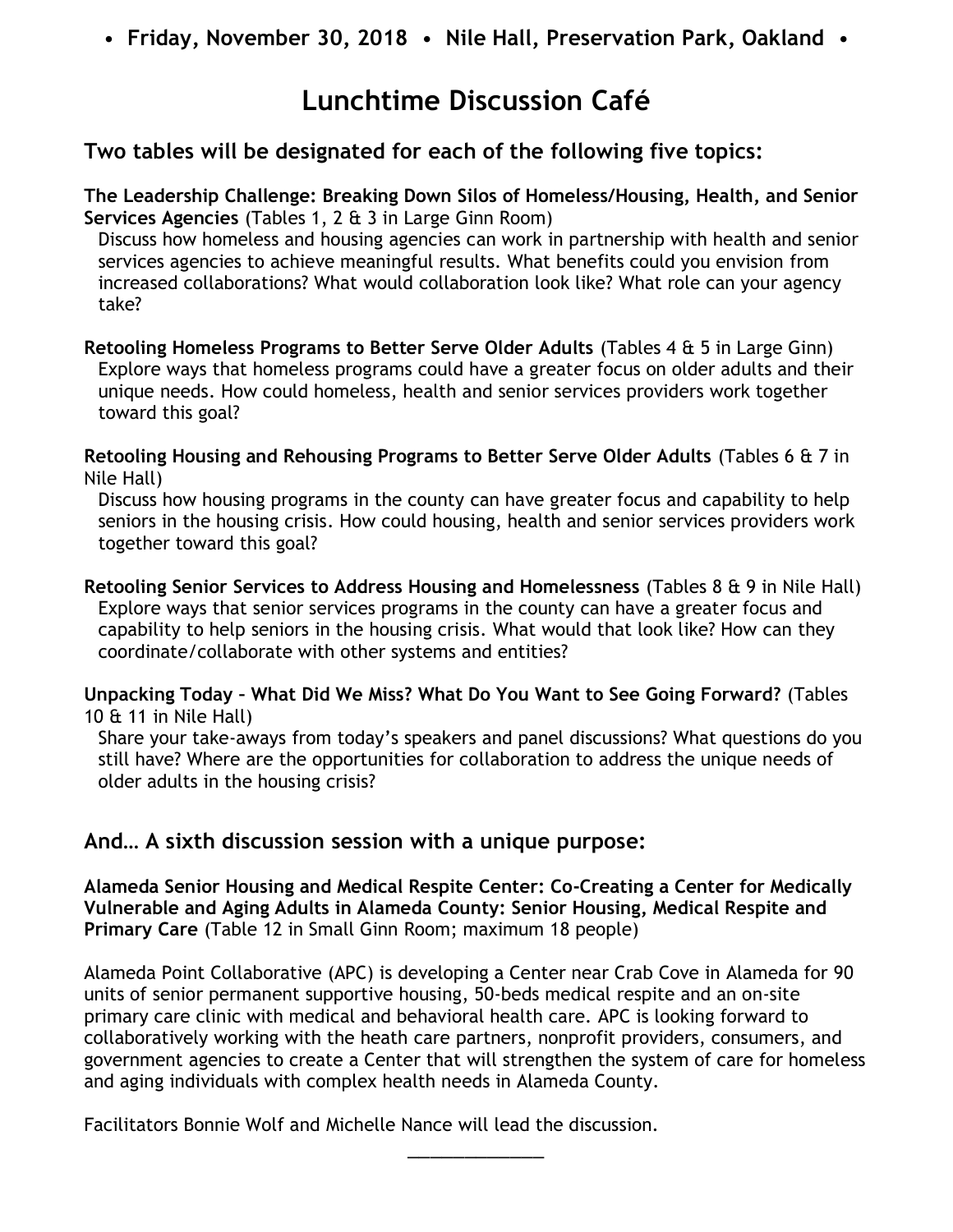• **Friday, November 30, 2018** • **Nile Hall, Preservation Park, Oakland** •

# Lunchtime Discussion Café

## Two tables will be designated for each of the following five topics:

**The Leadership Challenge: Breaking Down Silos of Homeless/Housing, Health, and Senior Services Agencies** (Tables 1, 2 & 3 in Large Ginn Room)
Discuss how homeless and housing agencies can work in partnership with health and senior services agencies to achieve meaningful results. What benefits could you envision from increased collaborations? What would collaboration look like? What role can your agency take?

**Retooling Homeless Programs to Better Serve Older Adults** (Tables 4 & 5 in Large Ginn)
Explore ways that homeless programs could have a greater focus on older adults and their unique needs. How could homeless, health and senior services providers work together toward this goal?

**Retooling Housing and Rehousing Programs to Better Serve Older Adults** (Tables 6 & 7 in Nile Hall)
Discuss how housing programs in the county can have greater focus and capability to help seniors in the housing crisis. How could housing, health and senior services providers work together toward this goal?

**Retooling Senior Services to Address Housing and Homelessness** (Tables 8 & 9 in Nile Hall)
Explore ways that senior services programs in the county can have a greater focus and capability to help seniors in the housing crisis. What would that look like? How can they coordinate/collaborate with other systems and entities?

**Unpacking Today – What Did We Miss? What Do You Want to See Going Forward?** (Tables 10 & 11 in Nile Hall)
Share your take-aways from today's speakers and panel discussions? What questions do you still have? Where are the opportunities for collaboration to address the unique needs of older adults in the housing crisis?

## And… A sixth discussion session with a unique purpose:

**Alameda Senior Housing and Medical Respite Center: Co-Creating a Center for Medically Vulnerable and Aging Adults in Alameda County: Senior Housing, Medical Respite and Primary Care** (Table 12 in Small Ginn Room; maximum 18 people)

Alameda Point Collaborative (APC) is developing a Center near Crab Cove in Alameda for 90 units of senior permanent supportive housing, 50-beds medical respite and an on-site primary care clinic with medical and behavioral health care. APC is looking forward to collaboratively working with the heath care partners, nonprofit providers, consumers, and government agencies to create a Center that will strengthen the system of care for homeless and aging individuals with complex health needs in Alameda County.

Facilitators Bonnie Wolf and Michelle Nance will lead the discussion.

---